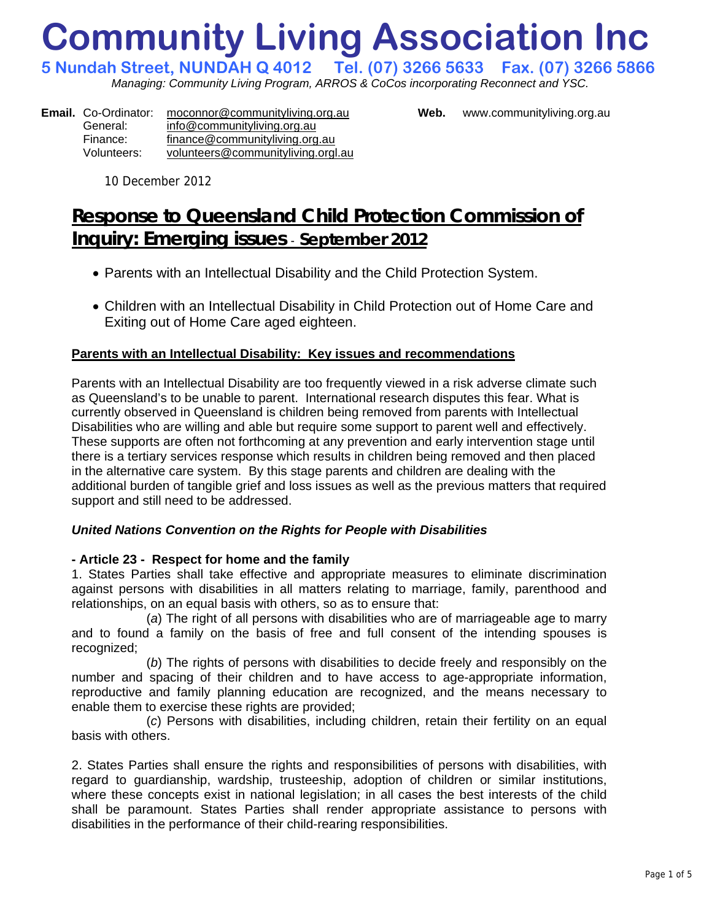# Community Living Association Inc

**5 Nundah Street, NUNDAH Q 4012 Tel. (07) 3266 5633 Fax. (07) 3266 5866**

*Managing: Community Living Program, ARROS & CoCos incorporating Reconnect and YSC.*

**Email.** Co-Ordinator: moconnor@communityliving.org.au
General: info@communityliving.org.au
Finance: finance@communityliving.org.au
Volunteers: volunteers@communityliving.orgl.au

**Web.** www.communityliving.org.au

10 December 2012

## Response to Queensland Child Protection Commission of Inquiry: Emerging issues - September 2012

- Parents with an Intellectual Disability and the Child Protection System.
- Children with an Intellectual Disability in Child Protection out of Home Care and Exiting out of Home Care aged eighteen.

### Parents with an Intellectual Disability: Key issues and recommendations

Parents with an Intellectual Disability are too frequently viewed in a risk adverse climate such as Queensland's to be unable to parent. International research disputes this fear. What is currently observed in Queensland is children being removed from parents with Intellectual Disabilities who are willing and able but require some support to parent well and effectively. These supports are often not forthcoming at any prevention and early intervention stage until there is a tertiary services response which results in children being removed and then placed in the alternative care system. By this stage parents and children are dealing with the additional burden of tangible grief and loss issues as well as the previous matters that required support and still need to be addressed.

***United Nations Convention on the Rights for People with Disabilities***

**- Article 23 - Respect for home and the family**

1. States Parties shall take effective and appropriate measures to eliminate discrimination against persons with disabilities in all matters relating to marriage, family, parenthood and relationships, on an equal basis with others, so as to ensure that:

(*a*) The right of all persons with disabilities who are of marriageable age to marry and to found a family on the basis of free and full consent of the intending spouses is recognized;

(*b*) The rights of persons with disabilities to decide freely and responsibly on the number and spacing of their children and to have access to age-appropriate information, reproductive and family planning education are recognized, and the means necessary to enable them to exercise these rights are provided;

(*c*) Persons with disabilities, including children, retain their fertility on an equal basis with others.

2. States Parties shall ensure the rights and responsibilities of persons with disabilities, with regard to guardianship, wardship, trusteeship, adoption of children or similar institutions, where these concepts exist in national legislation; in all cases the best interests of the child shall be paramount. States Parties shall render appropriate assistance to persons with disabilities in the performance of their child-rearing responsibilities.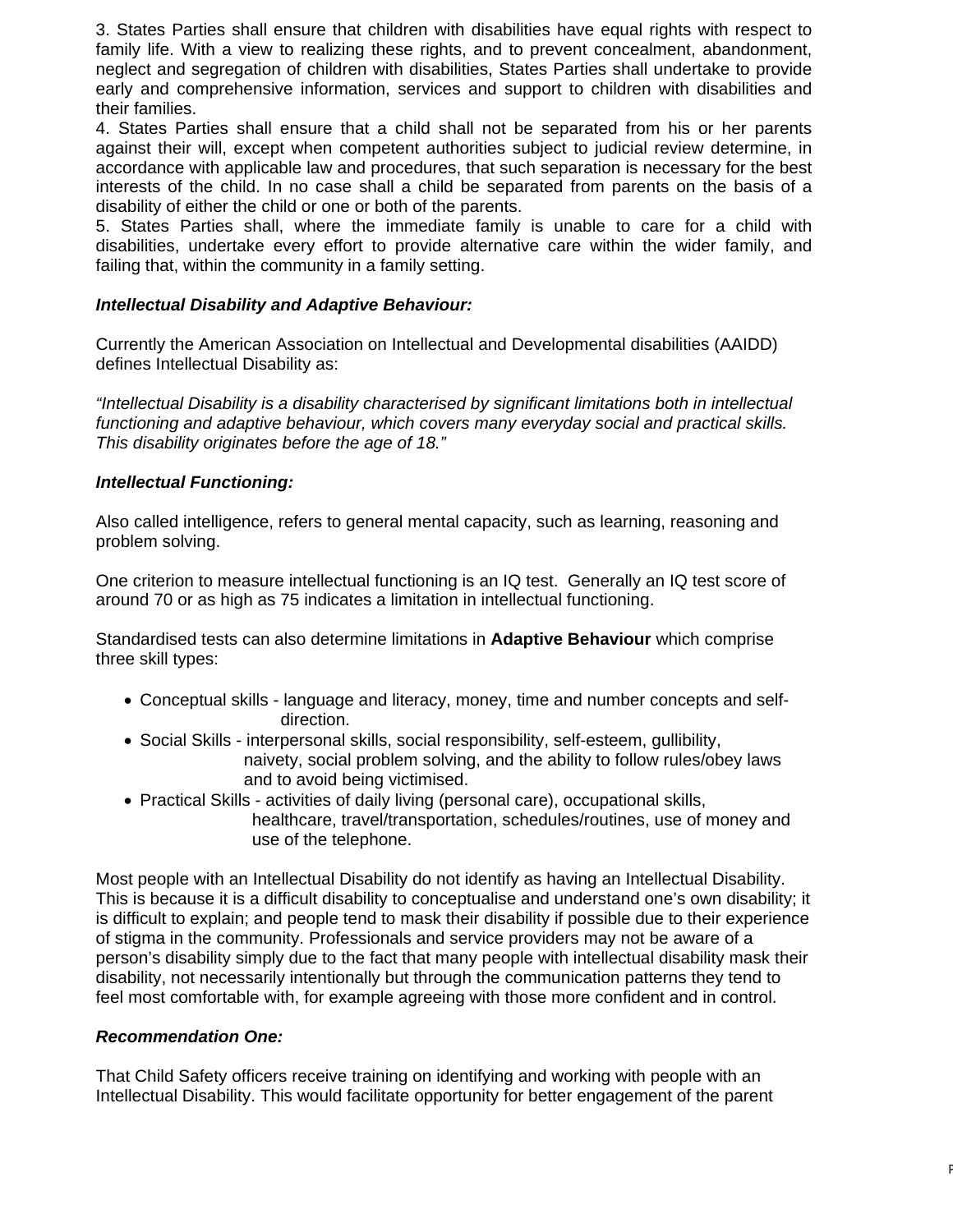3. States Parties shall ensure that children with disabilities have equal rights with respect to family life. With a view to realizing these rights, and to prevent concealment, abandonment, neglect and segregation of children with disabilities, States Parties shall undertake to provide early and comprehensive information, services and support to children with disabilities and their families.

4. States Parties shall ensure that a child shall not be separated from his or her parents against their will, except when competent authorities subject to judicial review determine, in accordance with applicable law and procedures, that such separation is necessary for the best interests of the child. In no case shall a child be separated from parents on the basis of a disability of either the child or one or both of the parents.

5. States Parties shall, where the immediate family is unable to care for a child with disabilities, undertake every effort to provide alternative care within the wider family, and failing that, within the community in a family setting.

***Intellectual Disability and Adaptive Behaviour:***

Currently the American Association on Intellectual and Developmental disabilities (AAIDD) defines Intellectual Disability as:

*"Intellectual Disability is a disability characterised by significant limitations both in intellectual functioning and adaptive behaviour, which covers many everyday social and practical skills. This disability originates before the age of 18."*

***Intellectual Functioning:***

Also called intelligence, refers to general mental capacity, such as learning, reasoning and problem solving.

One criterion to measure intellectual functioning is an IQ test. Generally an IQ test score of around 70 or as high as 75 indicates a limitation in intellectual functioning.

Standardised tests can also determine limitations in **Adaptive Behaviour** which comprise three skill types:

- Conceptual skills - language and literacy, money, time and number concepts and self-direction.
- Social Skills - interpersonal skills, social responsibility, self-esteem, gullibility, naivety, social problem solving, and the ability to follow rules/obey laws and to avoid being victimised.
- Practical Skills - activities of daily living (personal care), occupational skills, healthcare, travel/transportation, schedules/routines, use of money and use of the telephone.

Most people with an Intellectual Disability do not identify as having an Intellectual Disability. This is because it is a difficult disability to conceptualise and understand one's own disability; it is difficult to explain; and people tend to mask their disability if possible due to their experience of stigma in the community. Professionals and service providers may not be aware of a person's disability simply due to the fact that many people with intellectual disability mask their disability, not necessarily intentionally but through the communication patterns they tend to feel most comfortable with, for example agreeing with those more confident and in control.

***Recommendation One:***

That Child Safety officers receive training on identifying and working with people with an Intellectual Disability. This would facilitate opportunity for better engagement of the parent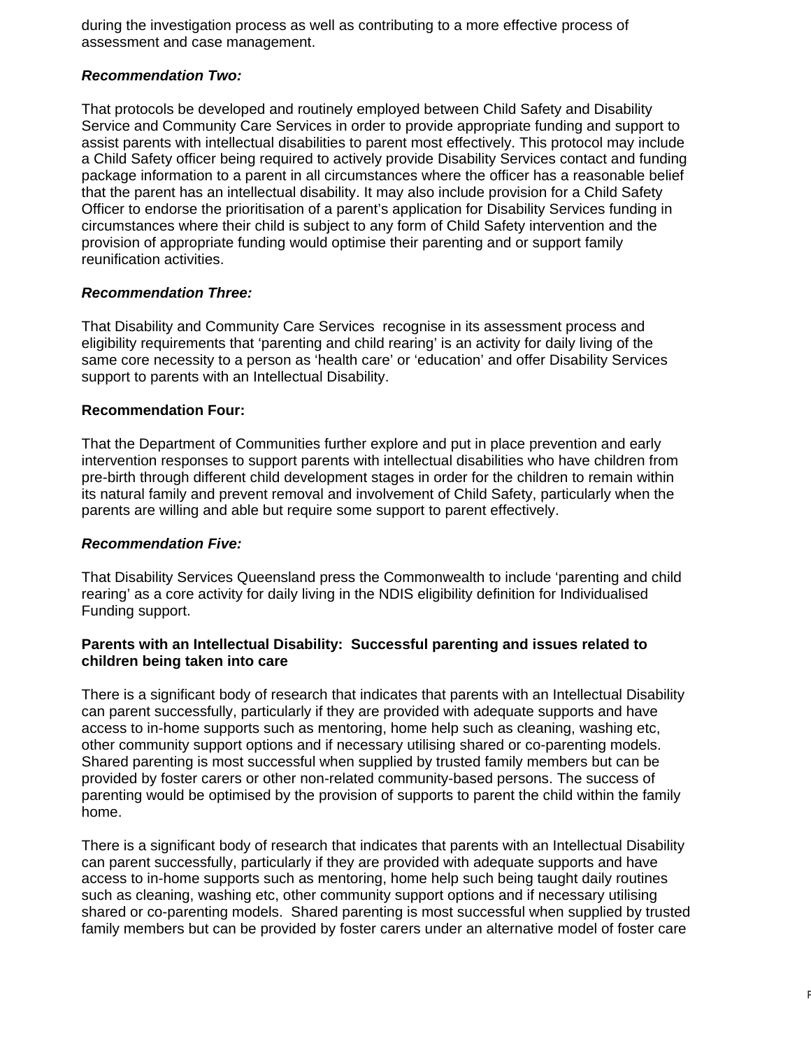during the investigation process as well as contributing to a more effective process of assessment and case management.

***Recommendation Two:***

That protocols be developed and routinely employed between Child Safety and Disability Service and Community Care Services in order to provide appropriate funding and support to assist parents with intellectual disabilities to parent most effectively. This protocol may include a Child Safety officer being required to actively provide Disability Services contact and funding package information to a parent in all circumstances where the officer has a reasonable belief that the parent has an intellectual disability. It may also include provision for a Child Safety Officer to endorse the prioritisation of a parent's application for Disability Services funding in circumstances where their child is subject to any form of Child Safety intervention and the provision of appropriate funding would optimise their parenting and or support family reunification activities.

***Recommendation Three:***

That Disability and Community Care Services recognise in its assessment process and eligibility requirements that 'parenting and child rearing' is an activity for daily living of the same core necessity to a person as 'health care' or 'education' and offer Disability Services support to parents with an Intellectual Disability.

**Recommendation Four:**

That the Department of Communities further explore and put in place prevention and early intervention responses to support parents with intellectual disabilities who have children from pre-birth through different child development stages in order for the children to remain within its natural family and prevent removal and involvement of Child Safety, particularly when the parents are willing and able but require some support to parent effectively.

***Recommendation Five:***

That Disability Services Queensland press the Commonwealth to include 'parenting and child rearing' as a core activity for daily living in the NDIS eligibility definition for Individualised Funding support.

**Parents with an Intellectual Disability: Successful parenting and issues related to children being taken into care**

There is a significant body of research that indicates that parents with an Intellectual Disability can parent successfully, particularly if they are provided with adequate supports and have access to in-home supports such as mentoring, home help such as cleaning, washing etc, other community support options and if necessary utilising shared or co-parenting models. Shared parenting is most successful when supplied by trusted family members but can be provided by foster carers or other non-related community-based persons. The success of parenting would be optimised by the provision of supports to parent the child within the family home.

There is a significant body of research that indicates that parents with an Intellectual Disability can parent successfully, particularly if they are provided with adequate supports and have access to in-home supports such as mentoring, home help such being taught daily routines such as cleaning, washing etc, other community support options and if necessary utilising shared or co-parenting models. Shared parenting is most successful when supplied by trusted family members but can be provided by foster carers under an alternative model of foster care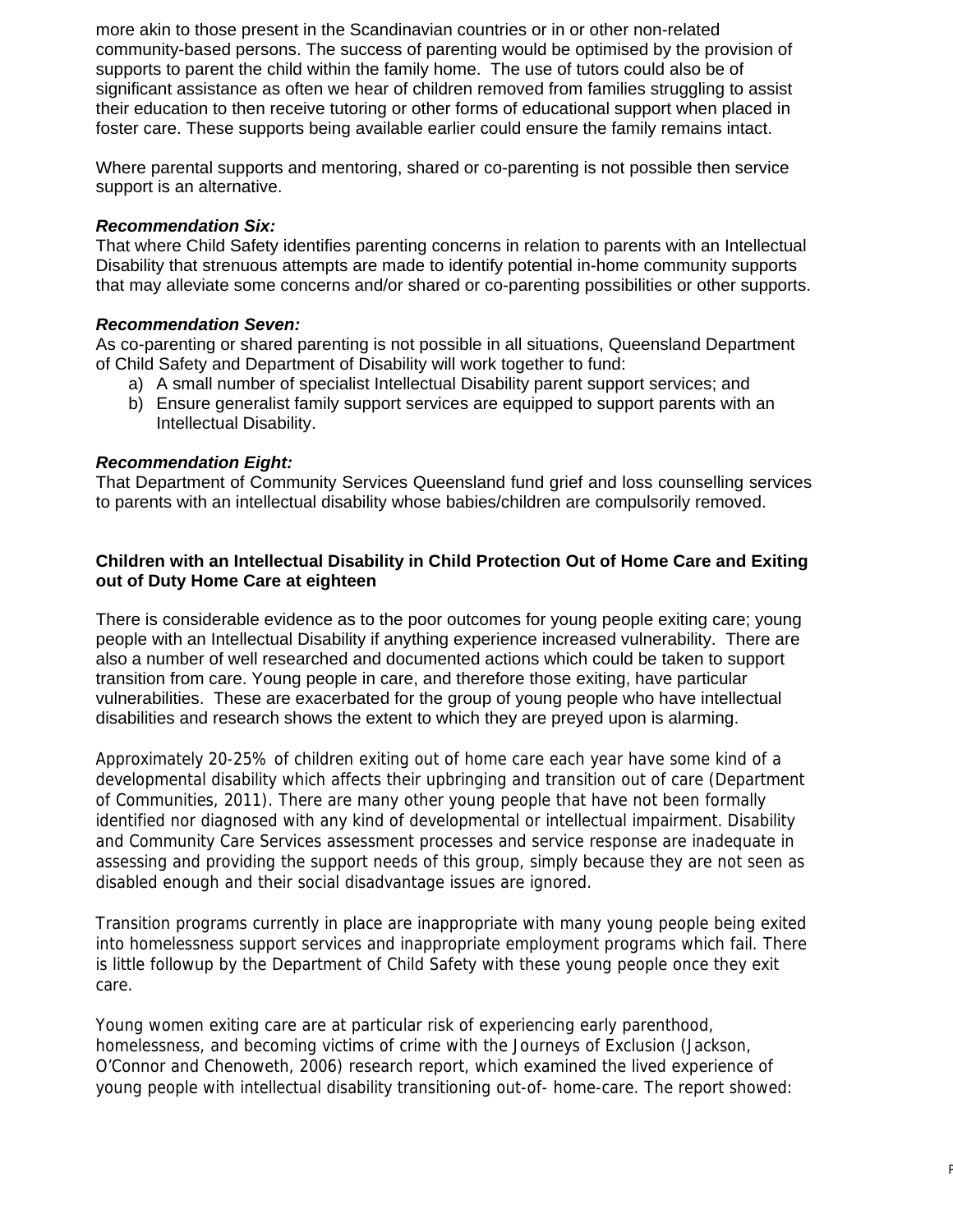more akin to those present in the Scandinavian countries or in or other non-related community-based persons. The success of parenting would be optimised by the provision of supports to parent the child within the family home. The use of tutors could also be of significant assistance as often we hear of children removed from families struggling to assist their education to then receive tutoring or other forms of educational support when placed in foster care. These supports being available earlier could ensure the family remains intact.

Where parental supports and mentoring, shared or co-parenting is not possible then service support is an alternative.

***Recommendation Six:***
That where Child Safety identifies parenting concerns in relation to parents with an Intellectual Disability that strenuous attempts are made to identify potential in-home community supports that may alleviate some concerns and/or shared or co-parenting possibilities or other supports.

***Recommendation Seven:***
As co-parenting or shared parenting is not possible in all situations, Queensland Department of Child Safety and Department of Disability will work together to fund:

a) A small number of specialist Intellectual Disability parent support services; and
b) Ensure generalist family support services are equipped to support parents with an Intellectual Disability.

***Recommendation Eight:***
That Department of Community Services Queensland fund grief and loss counselling services to parents with an intellectual disability whose babies/children are compulsorily removed.

**Children with an Intellectual Disability in Child Protection Out of Home Care and Exiting out of Duty Home Care at eighteen**

There is considerable evidence as to the poor outcomes for young people exiting care; young people with an Intellectual Disability if anything experience increased vulnerability. There are also a number of well researched and documented actions which could be taken to support transition from care. Young people in care, and therefore those exiting, have particular vulnerabilities. These are exacerbated for the group of young people who have intellectual disabilities and research shows the extent to which they are preyed upon is alarming.

Approximately 20-25% of children exiting out of home care each year have some kind of a developmental disability which affects their upbringing and transition out of care (Department of Communities, 2011). There are many other young people that have not been formally identified nor diagnosed with any kind of developmental or intellectual impairment. Disability and Community Care Services assessment processes and service response are inadequate in assessing and providing the support needs of this group, simply because they are not seen as disabled enough and their social disadvantage issues are ignored.

Transition programs currently in place are inappropriate with many young people being exited into homelessness support services and inappropriate employment programs which fail. There is little followup by the Department of Child Safety with these young people once they exit care.

Young women exiting care are at particular risk of experiencing early parenthood, homelessness, and becoming victims of crime with the Journeys of Exclusion (Jackson, O'Connor and Chenoweth, 2006) research report, which examined the lived experience of young people with intellectual disability transitioning out-of- home-care. The report showed: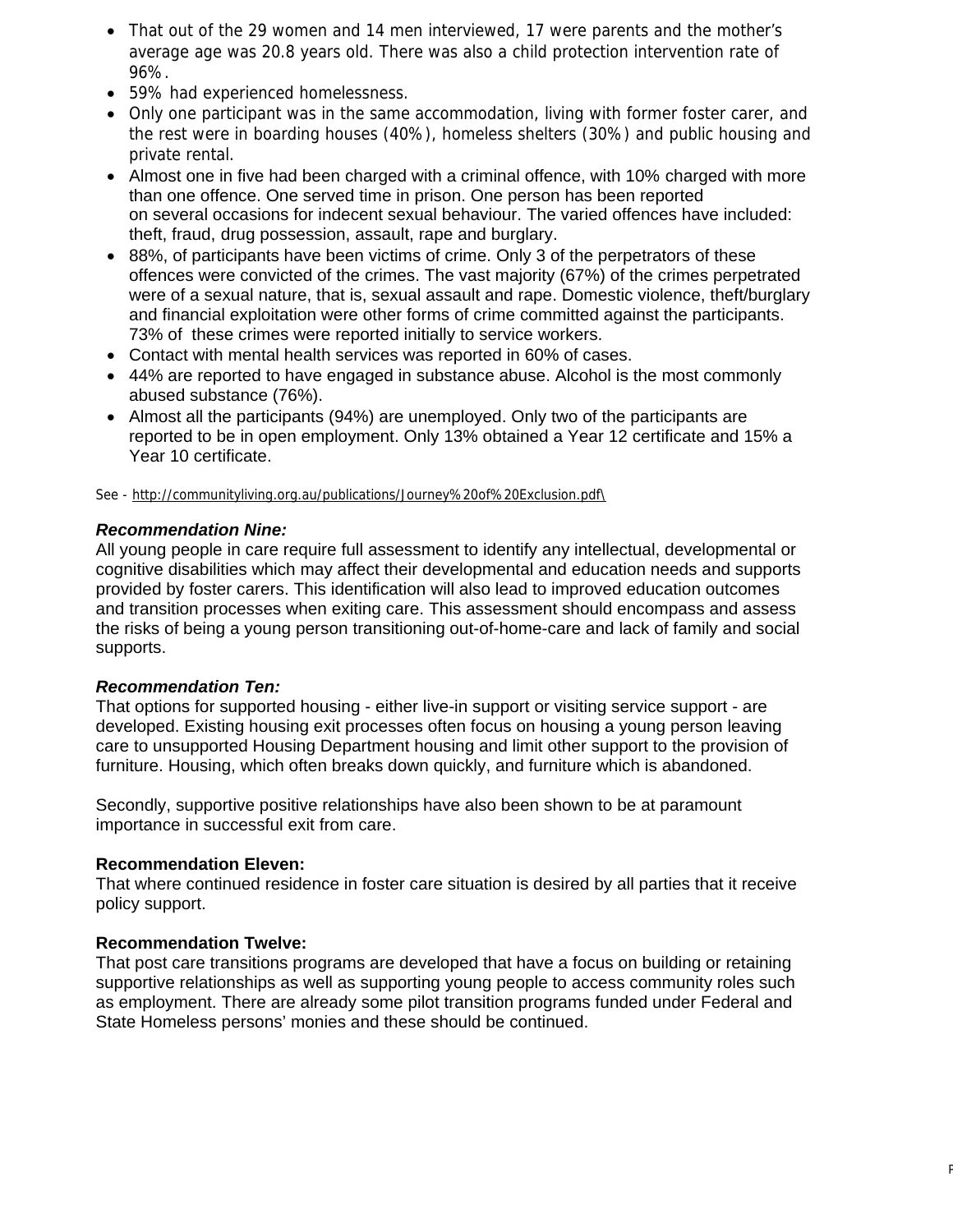- That out of the 29 women and 14 men interviewed, 17 were parents and the mother's average age was 20.8 years old. There was also a child protection intervention rate of 96%.
- 59% had experienced homelessness.
- Only one participant was in the same accommodation, living with former foster carer, and the rest were in boarding houses (40%), homeless shelters (30%) and public housing and private rental.
- Almost one in five had been charged with a criminal offence, with 10% charged with more than one offence. One served time in prison. One person has been reported on several occasions for indecent sexual behaviour. The varied offences have included: theft, fraud, drug possession, assault, rape and burglary.
- 88%, of participants have been victims of crime. Only 3 of the perpetrators of these offences were convicted of the crimes. The vast majority (67%) of the crimes perpetrated were of a sexual nature, that is, sexual assault and rape. Domestic violence, theft/burglary and financial exploitation were other forms of crime committed against the participants. 73% of these crimes were reported initially to service workers.
- Contact with mental health services was reported in 60% of cases.
- 44% are reported to have engaged in substance abuse. Alcohol is the most commonly abused substance (76%).
- Almost all the participants (94%) are unemployed. Only two of the participants are reported to be in open employment. Only 13% obtained a Year 12 certificate and 15% a Year 10 certificate.

See - http://communityliving.org.au/publications/Journey%20of%20Exclusion.pdf\

***Recommendation Nine:***
All young people in care require full assessment to identify any intellectual, developmental or cognitive disabilities which may affect their developmental and education needs and supports provided by foster carers. This identification will also lead to improved education outcomes and transition processes when exiting care. This assessment should encompass and assess the risks of being a young person transitioning out-of-home-care and lack of family and social supports.

***Recommendation Ten:***
That options for supported housing - either live-in support or visiting service support - are developed. Existing housing exit processes often focus on housing a young person leaving care to unsupported Housing Department housing and limit other support to the provision of furniture. Housing, which often breaks down quickly, and furniture which is abandoned.

Secondly, supportive positive relationships have also been shown to be at paramount importance in successful exit from care.

**Recommendation Eleven:**
That where continued residence in foster care situation is desired by all parties that it receive policy support.

**Recommendation Twelve:**
That post care transitions programs are developed that have a focus on building or retaining supportive relationships as well as supporting young people to access community roles such as employment. There are already some pilot transition programs funded under Federal and State Homeless persons' monies and these should be continued.